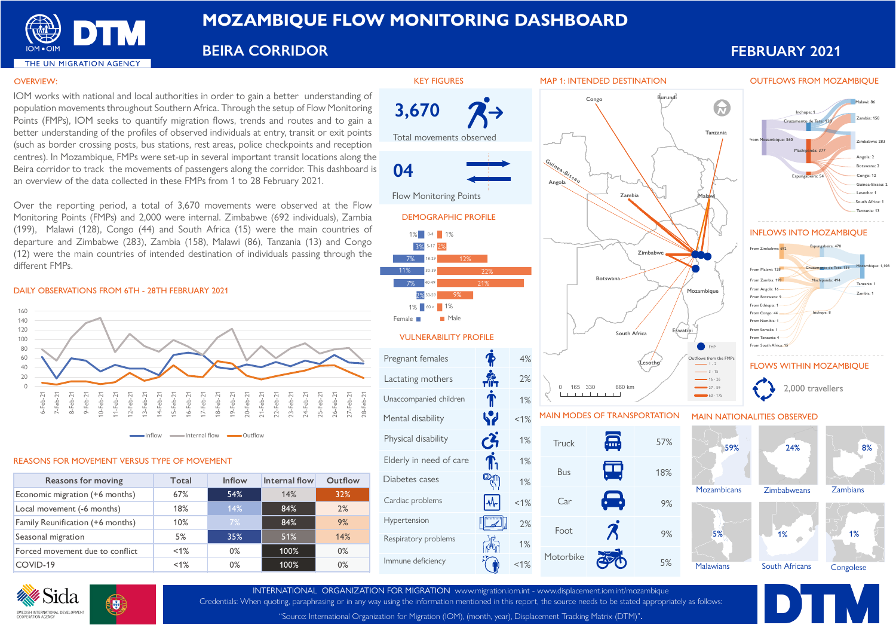# MOZAMBIQUE FLOW MONITORING DASHBOARD

## BEIRA CORRIDOR

## FEBRUARY 2021

### OVERVIEW:

IOM works with national and local authorities in order to gain a better understanding of population movements throughout Southern Africa. Through the setup of Flow Monitoring Points (FMPs), IOM seeks to quantify migration flows, trends and routes and to gain a better understanding of the profiles of observed individuals at entry, transit or exit points (such as border crossing posts, bus stations, rest areas, police checkpoints and reception centres). In Mozambique, FMPs were set-up in several important transit locations along the Beira corridor to track the movements of passengers along the corridor. This dashboard is an overview of the data collected in these FMPs from 1 to 28 February 2021.

Over the reporting period, a total of 3,670 movements were observed at the Flow Monitoring Points (FMPs) and 2,000 were internal. Zimbabwe (692 individuals), Zambia (199), Malawi (128), Congo (44) and South Africa (15) were the main countries of departure and Zimbabwe (283), Zambia (158), Malawi (86), Tanzania (13) and Congo (12) were the main countries of intended destination of individuals passing through the different FMPs.

### KEY FIGURES

**3,670** Total movements observed

**04** Flow Monitoring Points

### DAILY OBSERVATIONS FROM 6TH - 28TH FEBRUARY 2021

Inflow / Internal flow / Outflow

### DEMOGRAPHIC PROFILE

| Female | Age | Male |
|---|---|---|
| 1% | 0-4 | 1% |
| 3% | 5-17 | 2% |
| 7% | 18-29 | 12% |
| 11% | 30-39 | 22% |
| 7% | 40-49 | 21% |
| 2% | 50-59 | 9% |
| 1% | 60 > | 1% |

### REASONS FOR MOVEMENT VERSUS TYPE OF MOVEMENT

| Reasons for moving | Total | Inflow | Internal flow | Outflow |
|---|---|---|---|---|
| Economic migration (+6 months) | 67% | 54% | 14% | 32% |
| Local movement (-6 months) | 18% | 14% | 84% | 2% |
| Family Reunification (+6 months) | 10% | 7% | 84% | 9% |
| Seasonal migration | 5% | 35% | 51% | 14% |
| Forced movement due to conflict | <1% | 0% | 100% | 0% |
| COVID-19 | <1% | 0% | 100% | 0% |

### VULNERABILITY PROFILE

| Vulnerability | % |
|---|---|
| Pregnant females | 4% |
| Lactating mothers | 2% |
| Unaccompanied children | 1% |
| Mental disability | <1% |
| Physical disability | 1% |
| Elderly in need of care | 1% |
| Diabetes cases | 1% |
| Cardiac problems | <1% |
| Hypertension | 2% |
| Respiratory problems | 1% |
| Immune deficiency | <1% |

### MAP 1: INTENDED DESTINATION

0 165 330 660 km

### MAIN MODES OF TRANSPORTATION

| Mode | % |
|---|---|
| Truck | 57% |
| Bus | 18% |
| Car | 9% |
| Foot | 9% |
| Motorbike | 5% |

### OUTFLOWS FROM MOZAMBIQUE

From Mozambique: 560 — Inchope: 1; Cruzamento de Tete: 128; Machipanda: 377; Espungabeira: 54 — Malawi: 86; Zambia: 158; Zimbabwe: 283; Angola: 2; Botswana: 2; Congo: 12; Guinea-Bissau: 2; Lesotho: 1; South Africa: 1; Tanzania: 13

### INFLOWS INTO MOZAMBIQUE

From Zimbabwe: 692; From Malawi: 128; From Zambia: 199; From Angola: 16; From Botswana: 9; From Ethiopia: 1; From Congo: 44; From Namibia: 1; From Somalia: 1; From Tanzania: 4; From South Africa: 15 — Espungabeira: 470; Cruzamento de Tete: 138; Machipanda: 494; Inchope: 8 — Mozambique: 1,108; Tanzania: 1; Zambia: 1

### FLOWS WITHIN MOZAMBIQUE

2,000 travellers

### MAIN NATIONALITIES OBSERVED

| Nationality | % |
|---|---|
| Mozambicans | 59% |
| Zimbabweans | 24% |
| Zambians | 8% |
| Malawians | 5% |
| South Africans | 1% |
| Congolese | 1% |

INTERNATIONAL ORGANIZATION FOR MIGRATION www.migration.iom.int - www.displacement.iom.int/mozambique
Credentials: When quoting, paraphrasing or in any way using the information mentioned in this report, the source needs to be stated appropriately as follows:
"Source: International Organization for Migration (IOM), (month, year), Displacement Tracking Matrix (DTM)".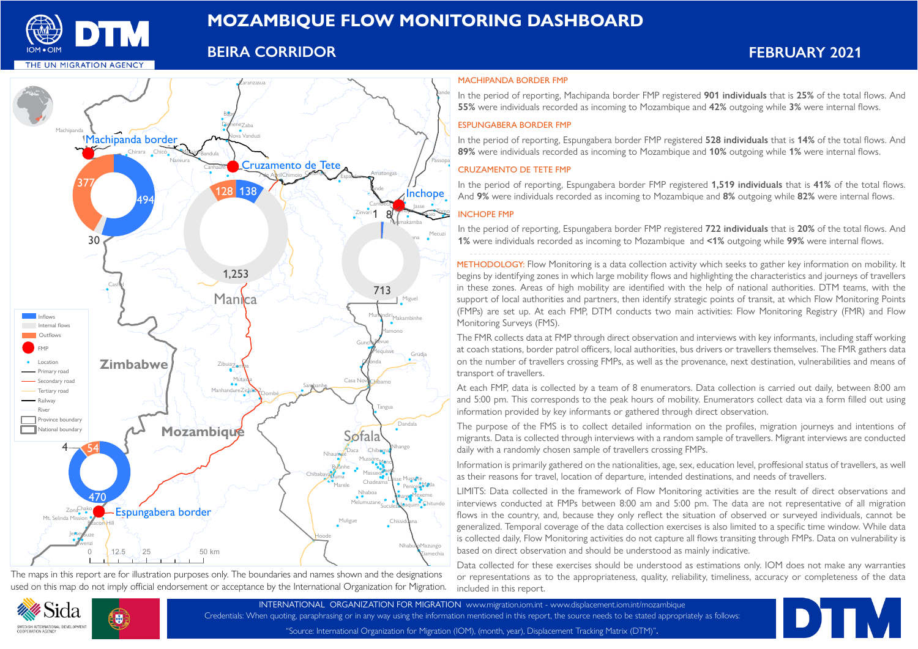# MOZAMBIQUE FLOW MONITORING DASHBOARD

## BEIRA CORRIDOR

## FEBRUARY 2021

Machipanda border

377

494

30

Cruzamento de Tete

128 138

1,253

Inchope

1 8

713

Espungabera border

4 54

470

Manica

Zimbabwe

Mozambique

Sofala

Inflows

Internal flows

Outflows

FMP

Location

Primary road

Secondary road

Tertiary road

Railway

River

Province boundary

National boundary

0 12.5 25 50 km

The maps in this report are for illustration purposes only. The boundaries and names shown and the designations used on this map do not imply official endorsement or acceptance by the International Organization for Migration.

### MACHIPANDA BORDER FMP

In the period of reporting, Machipanda border FMP registered **901 individuals** that is **25%** of the total flows. And **55%** were individuals recorded as incoming to Mozambique and **42%** outgoing while **3%** were internal flows.

### ESPUNGABERA BORDER FMP

In the period of reporting, Espungabera border FMP registered **528 individuals** that is **14%** of the total flows. And **89%** were individuals recorded as incoming to Mozambique and **10%** outgoing while **1%** were internal flows.

### CRUZAMENTO DE TETE FMP

In the period of reporting, Espungabera border FMP registered **1,519 individuals** that is **41%** of the total flows. And **9%** were individuals recorded as incoming to Mozambique and **8%** outgoing while **82%** were internal flows.

### INCHOPE FMP

In the period of reporting, Espungabera border FMP registered **722 individuals** that is **20%** of the total flows. And **1%** were individuals recorded as incoming to Mozambique and **<1%** outgoing while **99%** were internal flows.

METHODOLOGY: Flow Monitoring is a data collection activity which seeks to gather key information on mobility. It begins by identifying zones in which large mobility flows and highlighting the characteristics and journeys of travellers in these zones. Areas of high mobility are identified with the help of national authorities. DTM teams, with the support of local authorities and partners, then identify strategic points of transit, at which Flow Monitoring Points (FMPs) are set up. At each FMP, DTM conducts two main activities: Flow Monitoring Registry (FMR) and Flow Monitoring Surveys (FMS).

The FMR collects data at FMP through direct observation and interviews with key informants, including staff working at coach stations, border patrol officers, local authorities, bus drivers or travellers themselves. The FMR gathers data on the number of travellers crossing FMPs, as well as the provenance, next destination, vulnerabilities and means of transport of travellers.

At each FMP, data is collected by a team of 8 enumerators. Data collection is carried out daily, between 8:00 am and 5:00 pm. This corresponds to the peak hours of mobility. Enumerators collect data via a form filled out using information provided by key informants or gathered through direct observation.

The purpose of the FMS is to collect detailed information on the profiles, migration journeys and intentions of migrants. Data is collected through interviews with a random sample of travellers. Migrant interviews are conducted daily with a randomly chosen sample of travellers crossing FMPs.

Information is primarily gathered on the nationalities, age, sex, education level, proffesional status of travellers, as well as their reasons for travel, location of departure, intended destinations, and needs of travellers.

LIMITS: Data collected in the framework of Flow Monitoring activities are the result of direct observations and interviews conducted at FMPs between 8:00 am and 5:00 pm. The data are not representative of all migration flows in the country, and, because they only reflect the situation of observed or surveyed individuals, cannot be generalized. Temporal coverage of the data collection exercises is also limited to a specific time window. While data is collected daily, Flow Monitoring activities do not capture all flows transiting through FMPs. Data on vulnerability is based on direct observation and should be understood as mainly indicative.

Data collected for these exercises should be understood as estimations only. IOM does not make any warranties or representations as to the appropriateness, quality, reliability, timeliness, accuracy or completeness of the data included in this report.

INTERNATIONAL ORGANIZATION FOR MIGRATION www.migration.iom.int - www.displacement.iom.int/mozambique

Credentials: When quoting, paraphrasing or in any way using the information mentioned in this report, the source needs to be stated appropriately as follows:

"Source: International Organization for Migration (IOM), (month, year), Displacement Tracking Matrix (DTM)".